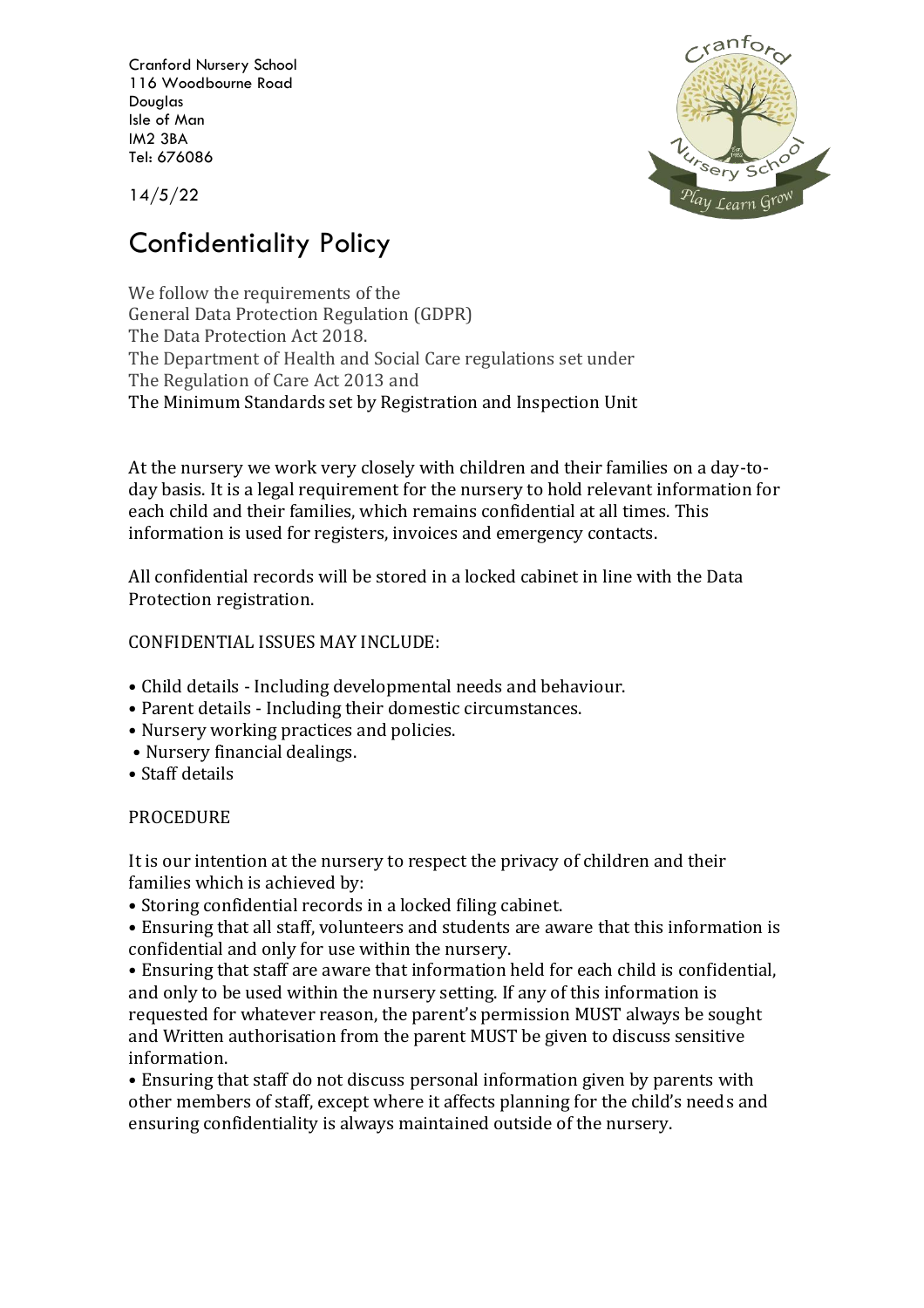Cranford Nursery School
116 Woodbourne Road
Douglas
Isle of Man
IM2 3BA
Tel: 676086

14/5/22

# Confidentiality Policy

We follow the requirements of the
General Data Protection Regulation (GDPR)
The Data Protection Act 2018.
The Department of Health and Social Care regulations set under
The Regulation of Care Act 2013 and
The Minimum Standards set by Registration and Inspection Unit

At the nursery we work very closely with children and their families on a day-to-day basis. It is a legal requirement for the nursery to hold relevant information for each child and their families, which remains confidential at all times. This information is used for registers, invoices and emergency contacts.

All confidential records will be stored in a locked cabinet in line with the Data Protection registration.

CONFIDENTIAL ISSUES MAY INCLUDE:

- Child details - Including developmental needs and behaviour.
- Parent details - Including their domestic circumstances.
- Nursery working practices and policies.
- Nursery financial dealings.
- Staff details

PROCEDURE

It is our intention at the nursery to respect the privacy of children and their families which is achieved by:

- Storing confidential records in a locked filing cabinet.
- Ensuring that all staff, volunteers and students are aware that this information is confidential and only for use within the nursery.
- Ensuring that staff are aware that information held for each child is confidential, and only to be used within the nursery setting. If any of this information is requested for whatever reason, the parent's permission MUST always be sought and Written authorisation from the parent MUST be given to discuss sensitive information.
- Ensuring that staff do not discuss personal information given by parents with other members of staff, except where it affects planning for the child's needs and ensuring confidentiality is always maintained outside of the nursery.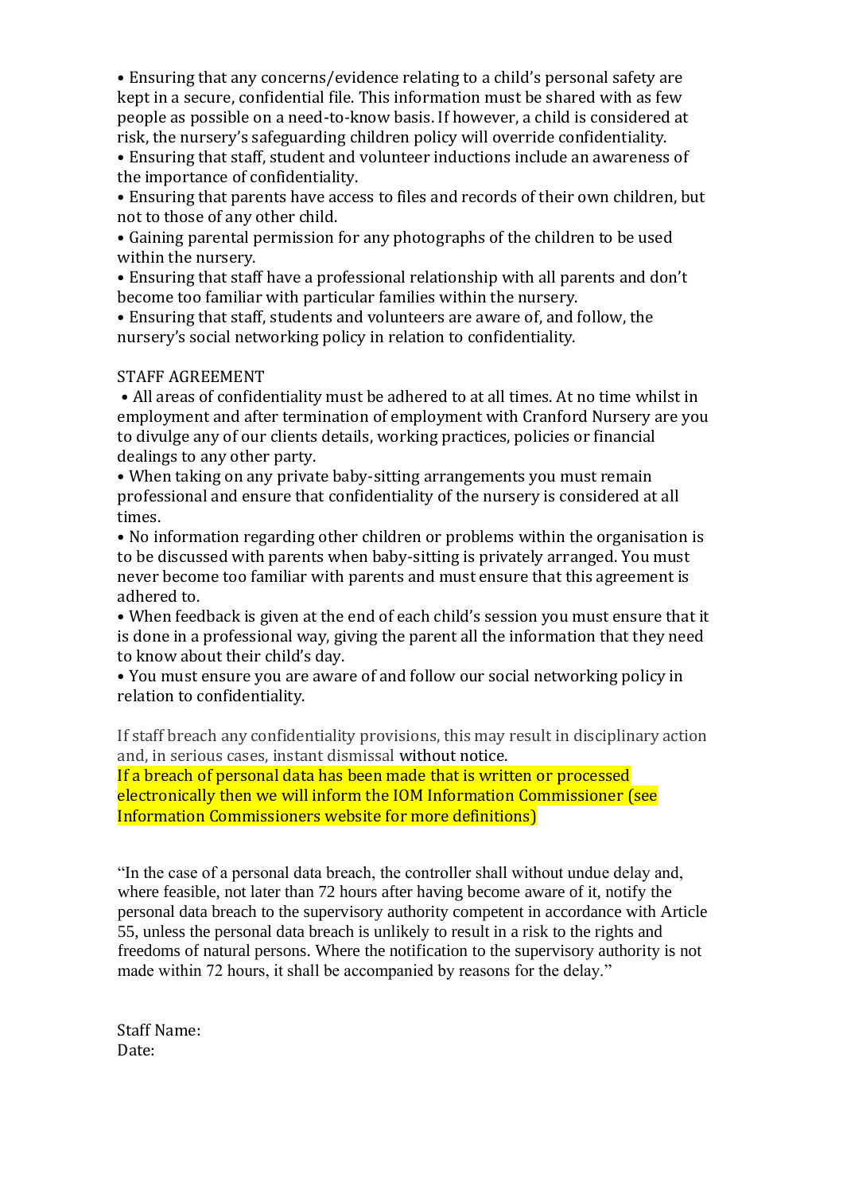- Ensuring that any concerns/evidence relating to a child's personal safety are kept in a secure, confidential file. This information must be shared with as few people as possible on a need-to-know basis. If however, a child is considered at risk, the nursery's safeguarding children policy will override confidentiality.
- Ensuring that staff, student and volunteer inductions include an awareness of the importance of confidentiality.
- Ensuring that parents have access to files and records of their own children, but not to those of any other child.
- Gaining parental permission for any photographs of the children to be used within the nursery.
- Ensuring that staff have a professional relationship with all parents and don't become too familiar with particular families within the nursery.
- Ensuring that staff, students and volunteers are aware of, and follow, the nursery's social networking policy in relation to confidentiality.

STAFF AGREEMENT

- All areas of confidentiality must be adhered to at all times. At no time whilst in employment and after termination of employment with Cranford Nursery are you to divulge any of our clients details, working practices, policies or financial dealings to any other party.
- When taking on any private baby-sitting arrangements you must remain professional and ensure that confidentiality of the nursery is considered at all times.
- No information regarding other children or problems within the organisation is to be discussed with parents when baby-sitting is privately arranged. You must never become too familiar with parents and must ensure that this agreement is adhered to.
- When feedback is given at the end of each child's session you must ensure that it is done in a professional way, giving the parent all the information that they need to know about their child's day.
- You must ensure you are aware of and follow our social networking policy in relation to confidentiality.

If staff breach any confidentiality provisions, this may result in disciplinary action and, in serious cases, instant dismissal without notice.

If a breach of personal data has been made that is written or processed electronically then we will inform the IOM Information Commissioner (see Information Commissioners website for more definitions)

"In the case of a personal data breach, the controller shall without undue delay and, where feasible, not later than 72 hours after having become aware of it, notify the personal data breach to the supervisory authority competent in accordance with Article 55, unless the personal data breach is unlikely to result in a risk to the rights and freedoms of natural persons. Where the notification to the supervisory authority is not made within 72 hours, it shall be accompanied by reasons for the delay."

Staff Name:
Date: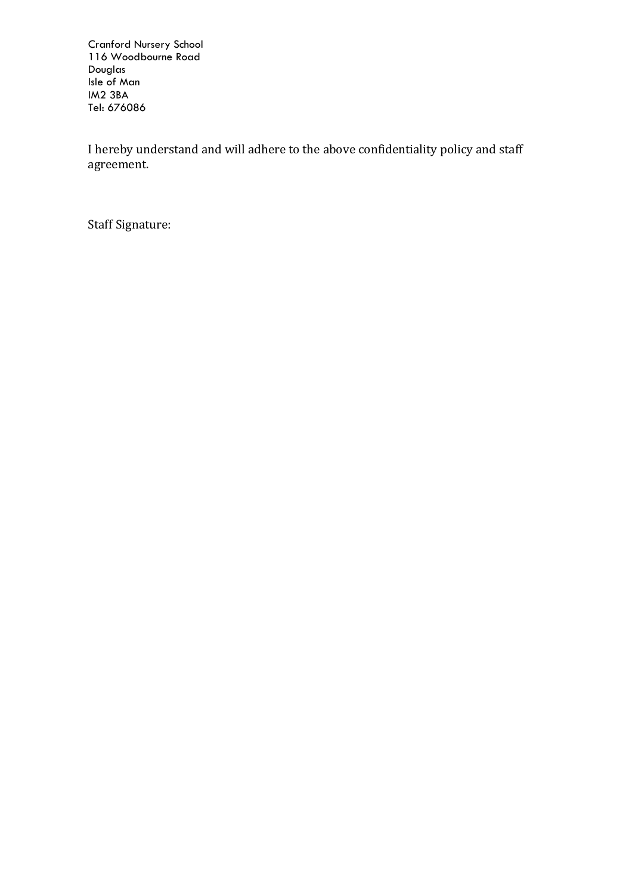Cranford Nursery School
116 Woodbourne Road
Douglas
Isle of Man
IM2 3BA
Tel: 676086

I hereby understand and will adhere to the above confidentiality policy and staff agreement.

Staff Signature: